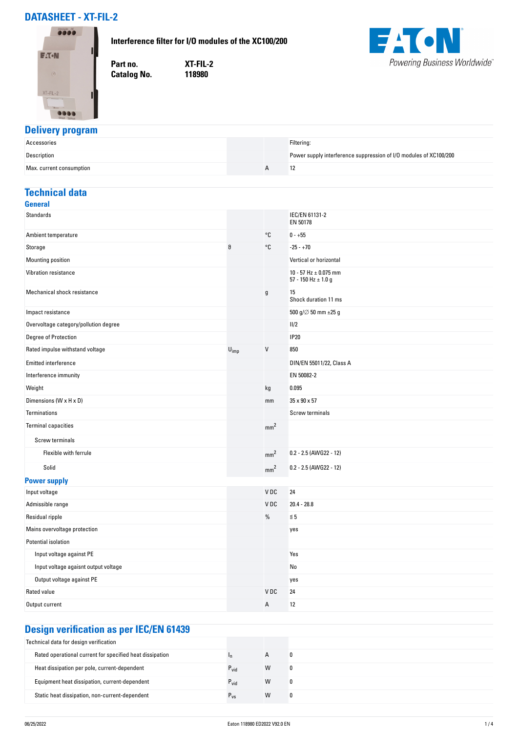# DATASHEET - XT-FIL-2

**Interference filter for I/O modules of the XC100/200**

| | |
|---|---|
| **Part no.** | **XT-FIL-2** |
| **Catalog No.** | **118980** |

## Delivery program

| | | | |
|---|---|---|---|
| Accessories | | | Filtering: |
| Description | | | Power supply interference suppression of I/O modules of XC100/200 |
| Max. current consumption | | A | 12 |

## Technical data

### General

| | | | |
|---|---|---|---|
| Standards | | | IEC/EN 61131-2<br>EN 50178 |
| Ambient temperature | | °C | 0 - +55 |
| Storage | ϑ | °C | -25 - +70 |
| Mounting position | | | Vertical or horizontal |
| Vibration resistance | | | 10 - 57 Hz ± 0.075 mm<br>57 - 150 Hz ± 1.0 g |
| Mechanical shock resistance | | g | 15<br>Shock duration 11 ms |
| Impact resistance | | | 500 g/∅ 50 mm ±25 g |
| Overvoltage category/pollution degree | | | II/2 |
| Degree of Protection | | | IP20 |
| Rated impulse withstand voltage | $U_{imp}$ | V | 850 |
| Emitted interference | | | DIN/EN 55011/22, Class A |
| Interference immunity | | | EN 50082-2 |
| Weight | | kg | 0.095 |
| Dimensions (W x H x D) | | mm | 35 x 90 x 57 |
| Terminations | | | Screw terminals |
| Terminal capacities | | $mm^2$ | |
| Screw terminals | | | |
| Flexible with ferrule | | $mm^2$ | 0.2 - 2.5 (AWG22 - 12) |
| Solid | | $mm^2$ | 0.2 - 2.5 (AWG22 - 12) |

### Power supply

| | | | |
|---|---|---|---|
| Input voltage | | V DC | 24 |
| Admissible range | | V DC | 20.4 - 28.8 |
| Residual ripple | | % | ≦ 5 |
| Mains overvoltage protection | | | yes |
| Potential isolation | | | |
| Input voltage against PE | | | Yes |
| Input voltage agaisnt output voltage | | | No |
| Output voltage against PE | | | yes |
| Rated value | | V DC | 24 |
| Output current | | A | 12 |

## Design verification as per IEC/EN 61439

| | | | |
|---|---|---|---|
| Technical data for design verification | | | |
| Rated operational current for specified heat dissipation | $I_n$ | A | 0 |
| Heat dissipation per pole, current-dependent | $P_{vid}$ | W | 0 |
| Equipment heat dissipation, current-dependent | $P_{vid}$ | W | 0 |
| Static heat dissipation, non-current-dependent | $P_{vs}$ | W | 0 |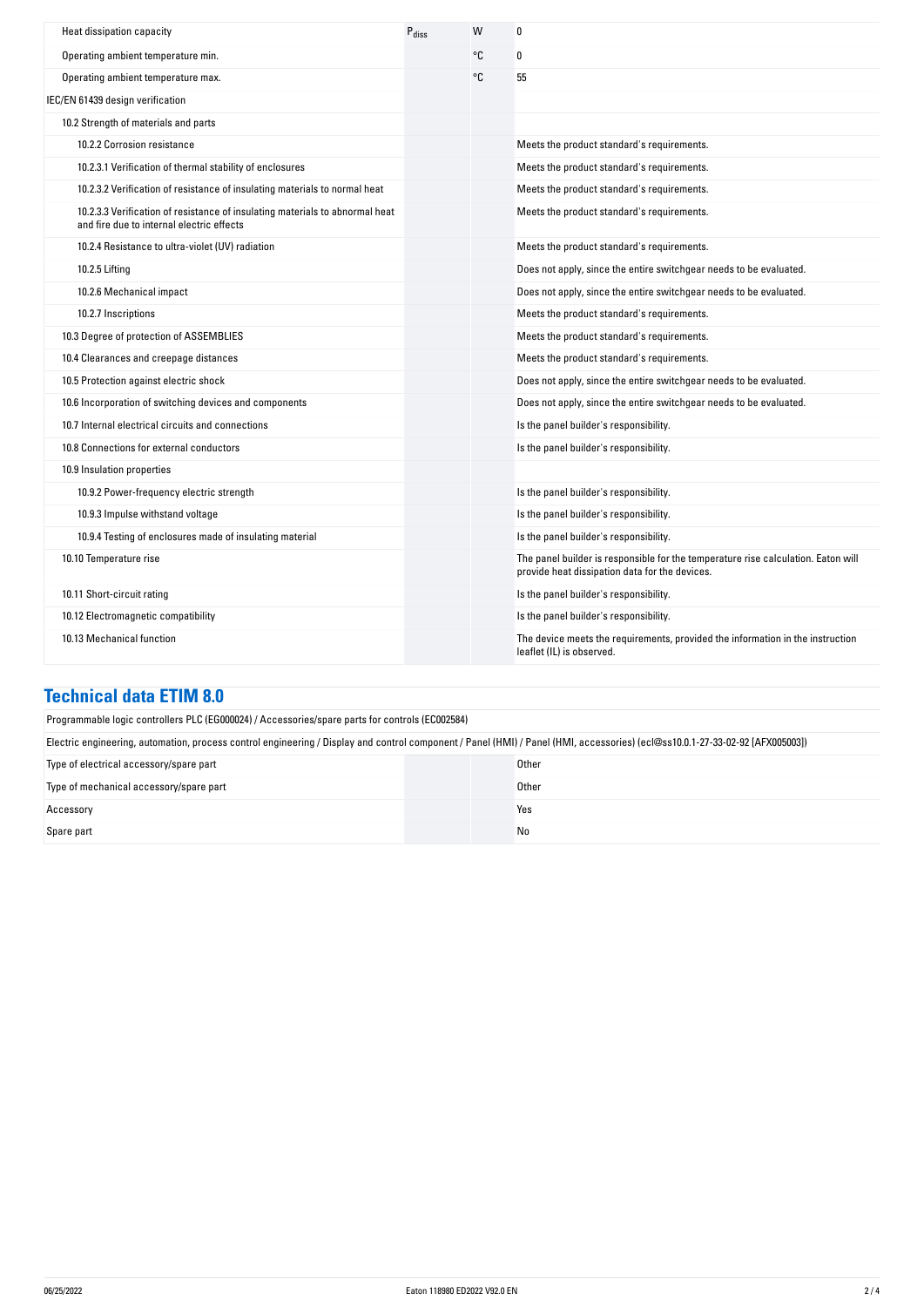| | | | |
|---|---|---|---|
| Heat dissipation capacity | $P_{diss}$ | W | 0 |
| Operating ambient temperature min. | | °C | 0 |
| Operating ambient temperature max. | | °C | 55 |
| IEC/EN 61439 design verification | | | |
| 10.2 Strength of materials and parts | | | |
| 10.2.2 Corrosion resistance | | | Meets the product standard's requirements. |
| 10.2.3.1 Verification of thermal stability of enclosures | | | Meets the product standard's requirements. |
| 10.2.3.2 Verification of resistance of insulating materials to normal heat | | | Meets the product standard's requirements. |
| 10.2.3.3 Verification of resistance of insulating materials to abnormal heat and fire due to internal electric effects | | | Meets the product standard's requirements. |
| 10.2.4 Resistance to ultra-violet (UV) radiation | | | Meets the product standard's requirements. |
| 10.2.5 Lifting | | | Does not apply, since the entire switchgear needs to be evaluated. |
| 10.2.6 Mechanical impact | | | Does not apply, since the entire switchgear needs to be evaluated. |
| 10.2.7 Inscriptions | | | Meets the product standard's requirements. |
| 10.3 Degree of protection of ASSEMBLIES | | | Meets the product standard's requirements. |
| 10.4 Clearances and creepage distances | | | Meets the product standard's requirements. |
| 10.5 Protection against electric shock | | | Does not apply, since the entire switchgear needs to be evaluated. |
| 10.6 Incorporation of switching devices and components | | | Does not apply, since the entire switchgear needs to be evaluated. |
| 10.7 Internal electrical circuits and connections | | | Is the panel builder's responsibility. |
| 10.8 Connections for external conductors | | | Is the panel builder's responsibility. |
| 10.9 Insulation properties | | | |
| 10.9.2 Power-frequency electric strength | | | Is the panel builder's responsibility. |
| 10.9.3 Impulse withstand voltage | | | Is the panel builder's responsibility. |
| 10.9.4 Testing of enclosures made of insulating material | | | Is the panel builder's responsibility. |
| 10.10 Temperature rise | | | The panel builder is responsible for the temperature rise calculation. Eaton will provide heat dissipation data for the devices. |
| 10.11 Short-circuit rating | | | Is the panel builder's responsibility. |
| 10.12 Electromagnetic compatibility | | | Is the panel builder's responsibility. |
| 10.13 Mechanical function | | | The device meets the requirements, provided the information in the instruction leaflet (IL) is observed. |

## Technical data ETIM 8.0

Programmable logic controllers PLC (EG000024) / Accessories/spare parts for controls (EC002584)

Electric engineering, automation, process control engineering / Display and control component / Panel (HMI) / Panel (HMI, accessories) (ecl@ss10.0.1-27-33-02-92 [AFX005003])

| | | | |
|---|---|---|---|
| Type of electrical accessory/spare part | | | Other |
| Type of mechanical accessory/spare part | | | Other |
| Accessory | | | Yes |
| Spare part | | | No |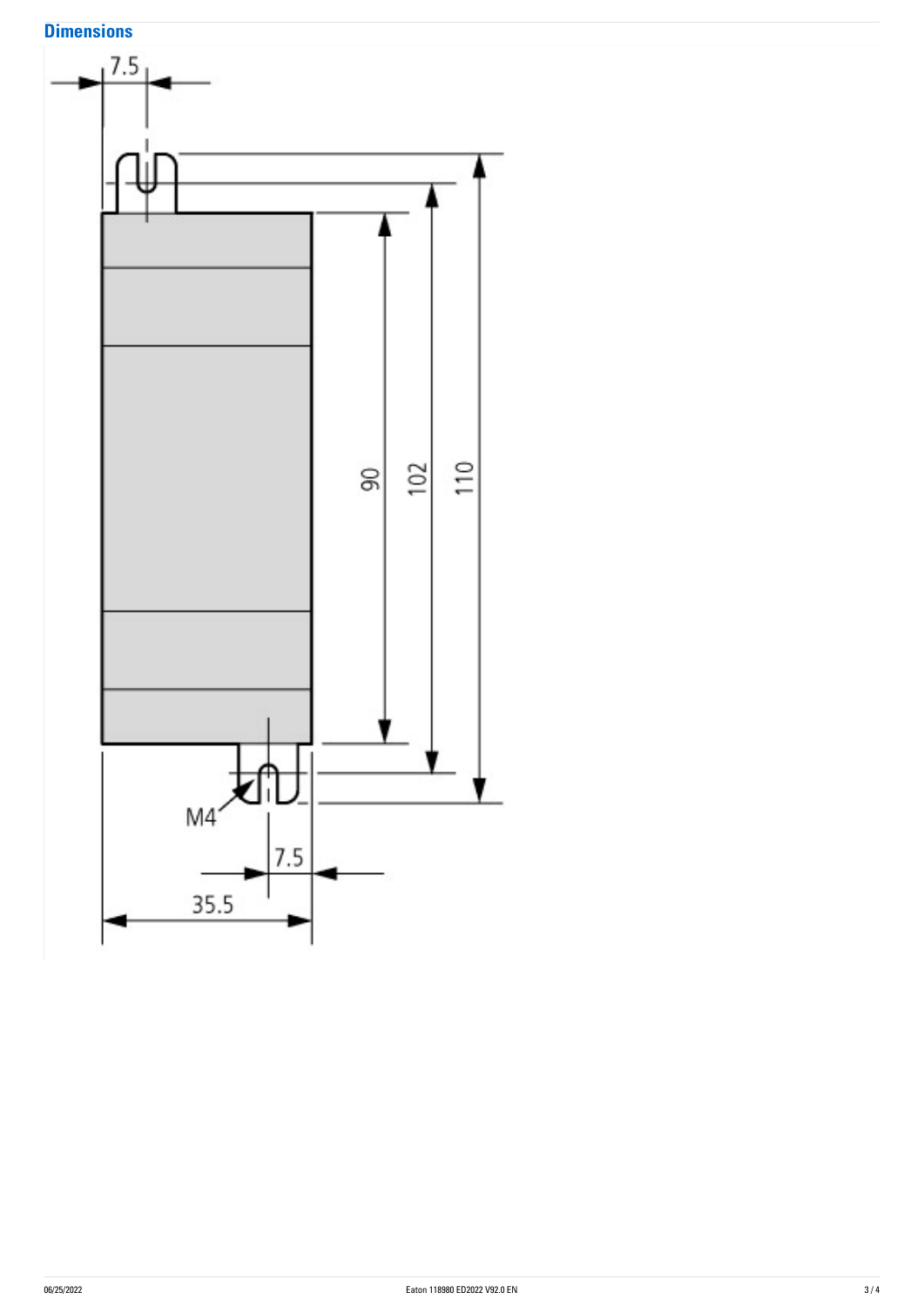## Dimensions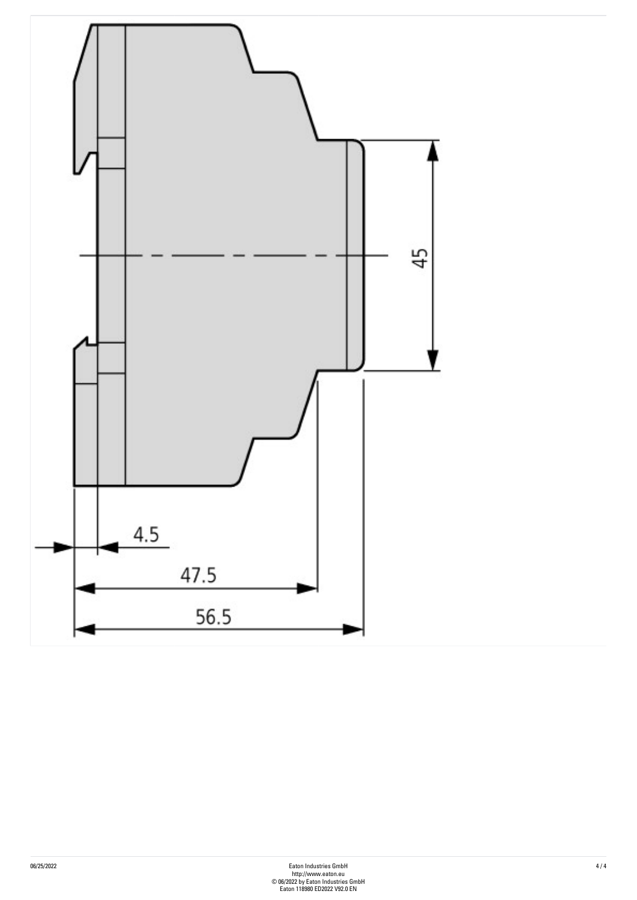45

4.5

47.5

56.5